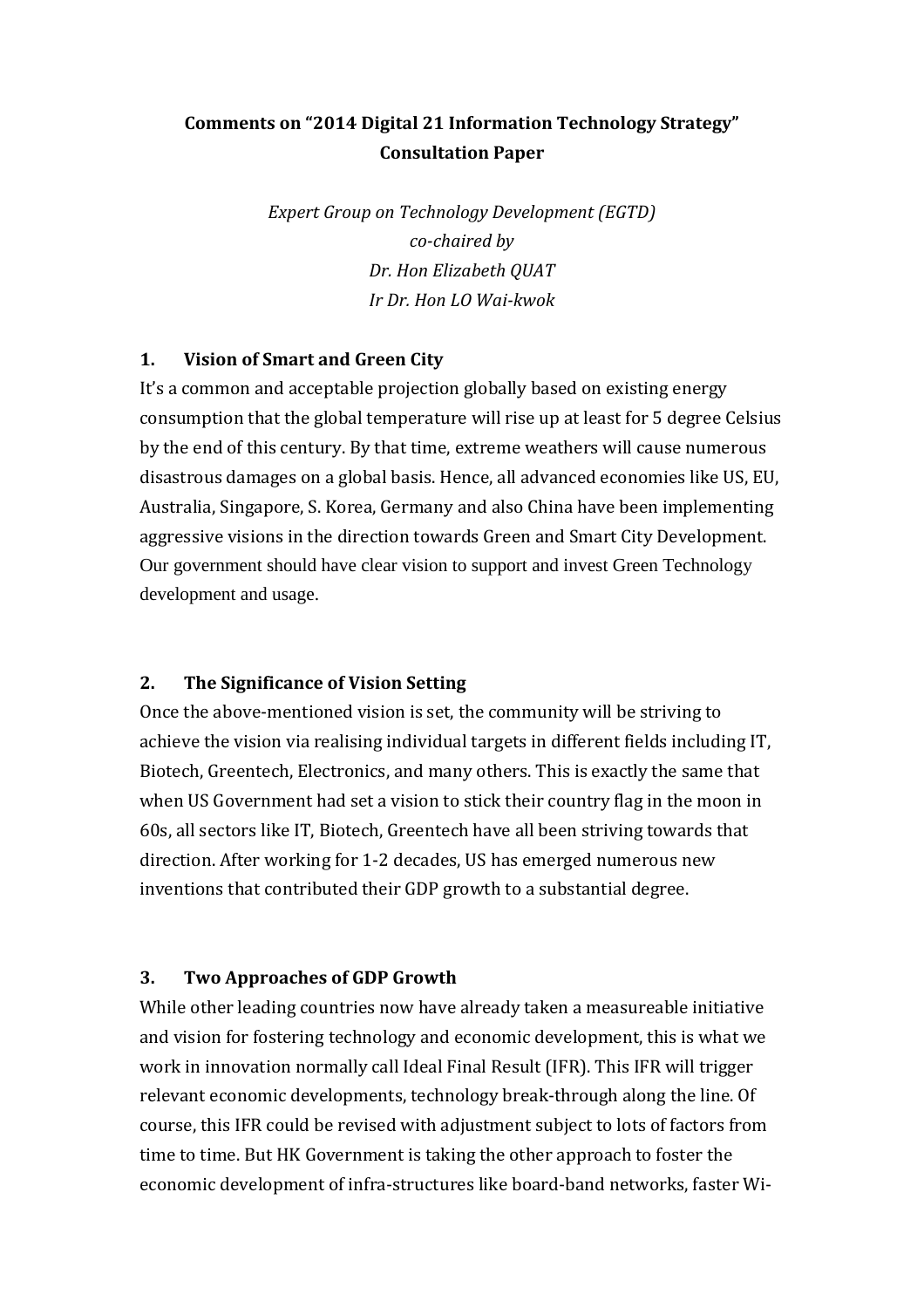# Comments on "2014 Digital 21 Information Technology Strategy" Consultation Paper

*Expert Group on Technology Development (EGTD)*
*co-chaired by*
*Dr. Hon Elizabeth QUAT*
*Ir Dr. Hon LO Wai-kwok*

## 1. Vision of Smart and Green City

It's a common and acceptable projection globally based on existing energy consumption that the global temperature will rise up at least for 5 degree Celsius by the end of this century. By that time, extreme weathers will cause numerous disastrous damages on a global basis. Hence, all advanced economies like US, EU, Australia, Singapore, S. Korea, Germany and also China have been implementing aggressive visions in the direction towards Green and Smart City Development. Our government should have clear vision to support and invest Green Technology development and usage.

## 2. The Significance of Vision Setting

Once the above-mentioned vision is set, the community will be striving to achieve the vision via realising individual targets in different fields including IT, Biotech, Greentech, Electronics, and many others. This is exactly the same that when US Government had set a vision to stick their country flag in the moon in 60s, all sectors like IT, Biotech, Greentech have all been striving towards that direction. After working for 1-2 decades, US has emerged numerous new inventions that contributed their GDP growth to a substantial degree.

## 3. Two Approaches of GDP Growth

While other leading countries now have already taken a measureable initiative and vision for fostering technology and economic development, this is what we work in innovation normally call Ideal Final Result (IFR). This IFR will trigger relevant economic developments, technology break-through along the line. Of course, this IFR could be revised with adjustment subject to lots of factors from time to time. But HK Government is taking the other approach to foster the economic development of infra-structures like board-band networks, faster Wi-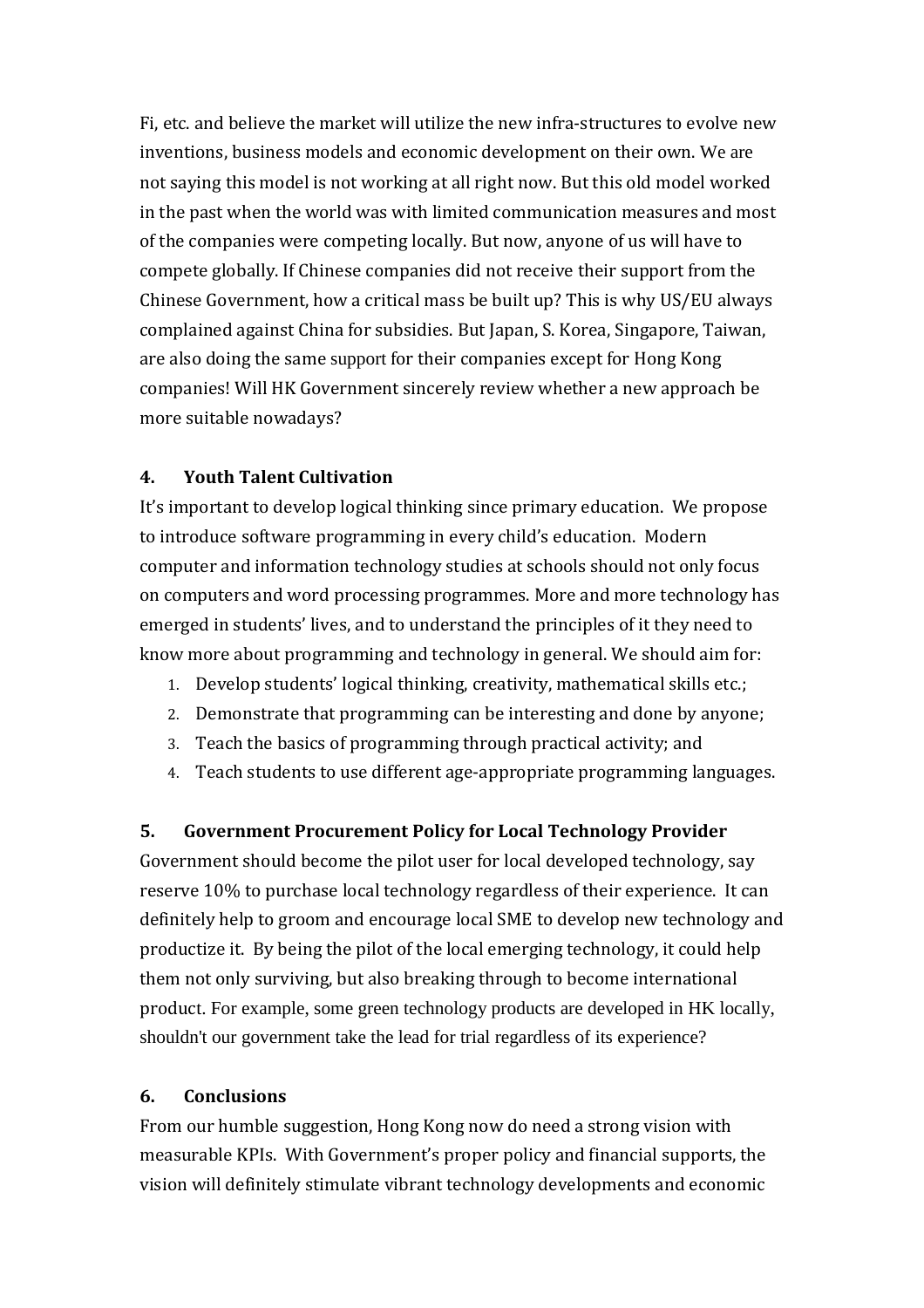Fi, etc. and believe the market will utilize the new infra-structures to evolve new inventions, business models and economic development on their own. We are not saying this model is not working at all right now. But this old model worked in the past when the world was with limited communication measures and most of the companies were competing locally. But now, anyone of us will have to compete globally. If Chinese companies did not receive their support from the Chinese Government, how a critical mass be built up? This is why US/EU always complained against China for subsidies. But Japan, S. Korea, Singapore, Taiwan, are also doing the same support for their companies except for Hong Kong companies! Will HK Government sincerely review whether a new approach be more suitable nowadays?

## 4. Youth Talent Cultivation

It's important to develop logical thinking since primary education. We propose to introduce software programming in every child's education. Modern computer and information technology studies at schools should not only focus on computers and word processing programmes. More and more technology has emerged in students' lives, and to understand the principles of it they need to know more about programming and technology in general. We should aim for:

1. Develop students' logical thinking, creativity, mathematical skills etc.;
2. Demonstrate that programming can be interesting and done by anyone;
3. Teach the basics of programming through practical activity; and
4. Teach students to use different age-appropriate programming languages.

## 5. Government Procurement Policy for Local Technology Provider

Government should become the pilot user for local developed technology, say reserve 10% to purchase local technology regardless of their experience. It can definitely help to groom and encourage local SME to develop new technology and productize it. By being the pilot of the local emerging technology, it could help them not only surviving, but also breaking through to become international product. For example, some green technology products are developed in HK locally, shouldn't our government take the lead for trial regardless of its experience?

## 6. Conclusions

From our humble suggestion, Hong Kong now do need a strong vision with measurable KPIs. With Government's proper policy and financial supports, the vision will definitely stimulate vibrant technology developments and economic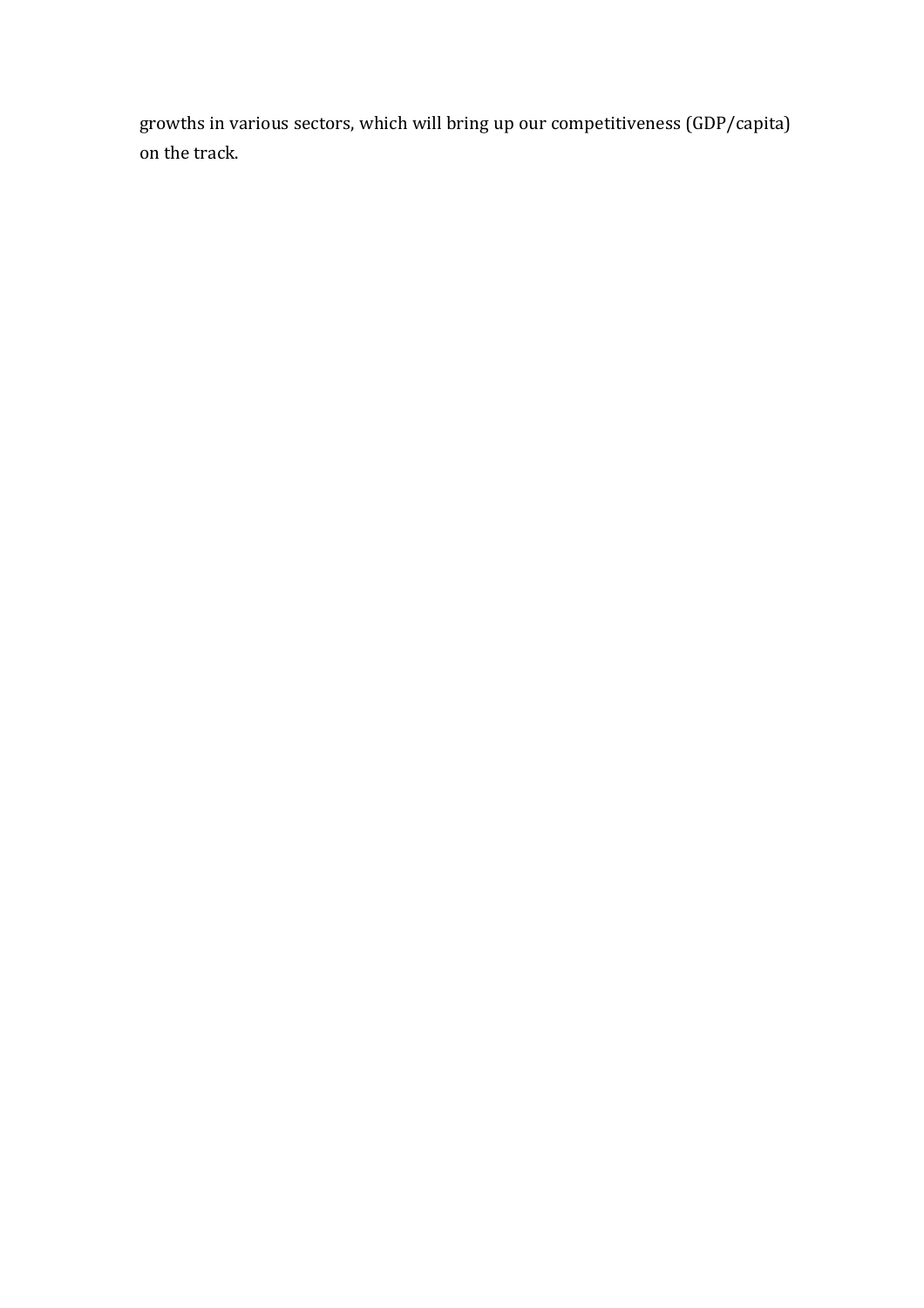growths in various sectors, which will bring up our competitiveness (GDP/capita) on the track.